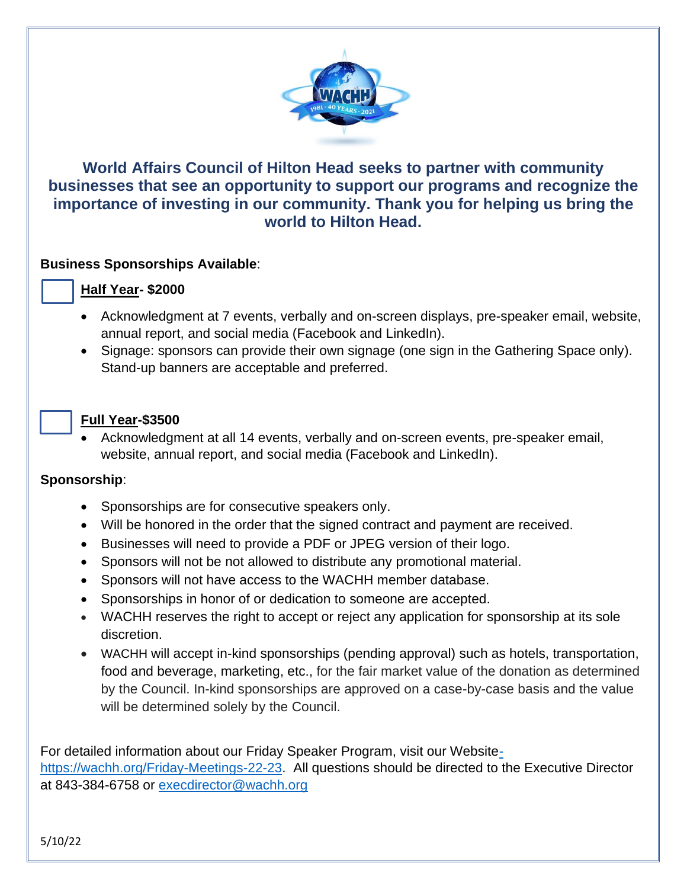**World Affairs Council of Hilton Head seeks to partner with community businesses that see an opportunity to support our programs and recognize the importance of investing in our community. Thank you for helping us bring the world to Hilton Head.**

**Business Sponsorships Available**:

☐ **Half Year- $2000**

- Acknowledgment at 7 events, verbally and on-screen displays, pre-speaker email, website, annual report, and social media (Facebook and LinkedIn).
- Signage: sponsors can provide their own signage (one sign in the Gathering Space only). Stand-up banners are acceptable and preferred.

☐ **Full Year-$3500**

- Acknowledgment at all 14 events, verbally and on-screen events, pre-speaker email, website, annual report, and social media (Facebook and LinkedIn).

**Sponsorship**:

- Sponsorships are for consecutive speakers only.
- Will be honored in the order that the signed contract and payment are received.
- Businesses will need to provide a PDF or JPEG version of their logo.
- Sponsors will not be not allowed to distribute any promotional material.
- Sponsors will not have access to the WACHH member database.
- Sponsorships in honor of or dedication to someone are accepted.
- WACHH reserves the right to accept or reject any application for sponsorship at its sole discretion.
- WACHH will accept in-kind sponsorships (pending approval) such as hotels, transportation, food and beverage, marketing, etc., for the fair market value of the donation as determined by the Council. In-kind sponsorships are approved on a case-by-case basis and the value will be determined solely by the Council.

For detailed information about our Friday Speaker Program, visit our Website- https://wachh.org/Friday-Meetings-22-23. All questions should be directed to the Executive Director at 843-384-6758 or execdirector@wachh.org

5/10/22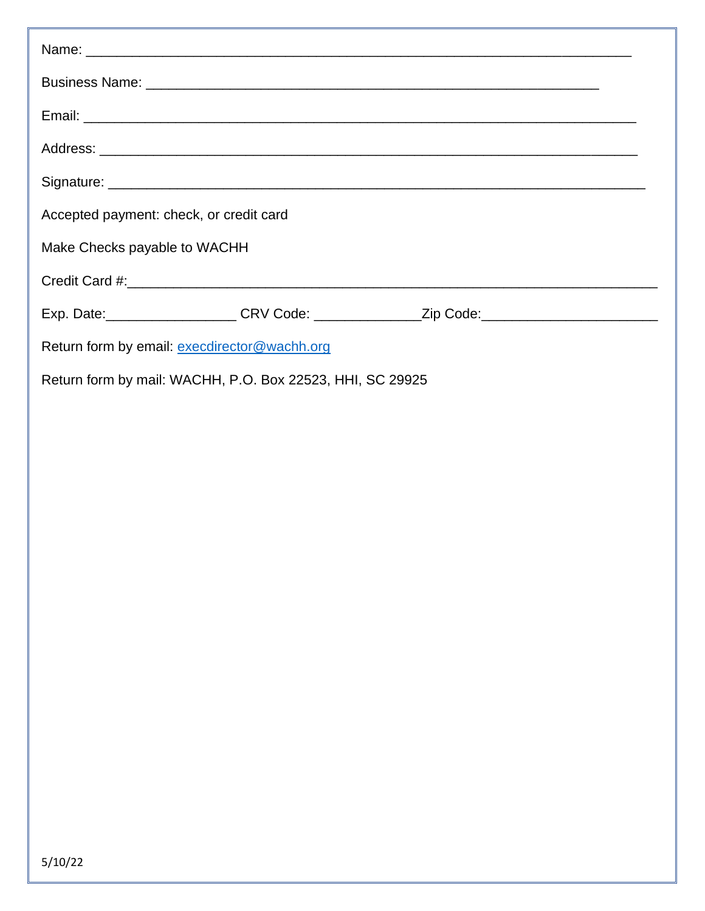Name: ___________________________________________________________________

Business Name: _______________________________________________________

Email: ____________________________________________________________________

Address: __________________________________________________________________

Signature: ________________________________________________________________

Accepted payment: check, or credit card

Make Checks payable to WACHH

Credit Card #:_____________________________________________________________________

Exp. Date:_________________ CRV Code: ______________Zip Code:_______________________

Return form by email: [execdirector@wachh.org](mailto:execdirector@wachh.org)

Return form by mail: WACHH, P.O. Box 22523, HHI, SC 29925

5/10/22